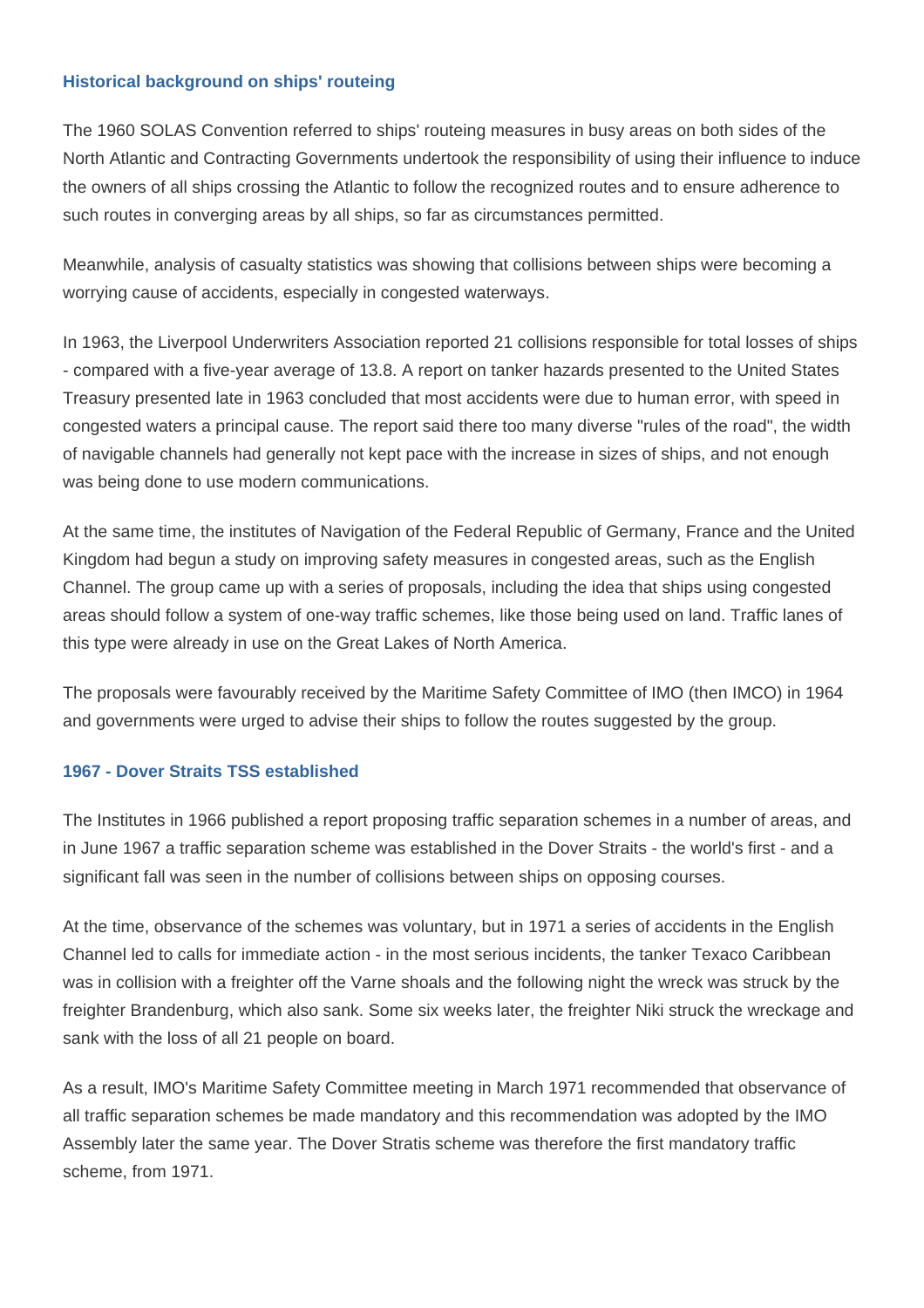## Historical background on ships' routeing

The 1960 SOLAS Convention referred to ships' routeing measures in busy areas on both sides of the North Atlantic and Contracting Governments undertook the responsibility of using their influence to induce the owners of all ships crossing the Atlantic to follow the recognized routes and to ensure adherence to such routes in converging areas by all ships, so far as circumstances permitted.

Meanwhile, analysis of casualty statistics was showing that collisions between ships were becoming a worrying cause of accidents, especially in congested waterways.

In 1963, the Liverpool Underwriters Association reported 21 collisions responsible for total losses of ships - compared with a five-year average of 13.8. A report on tanker hazards presented to the United States Treasury presented late in 1963 concluded that most accidents were due to human error, with speed in congested waters a principal cause. The report said there too many diverse "rules of the road", the width of navigable channels had generally not kept pace with the increase in sizes of ships, and not enough was being done to use modern communications.

At the same time, the institutes of Navigation of the Federal Republic of Germany, France and the United Kingdom had begun a study on improving safety measures in congested areas, such as the English Channel. The group came up with a series of proposals, including the idea that ships using congested areas should follow a system of one-way traffic schemes, like those being used on land. Traffic lanes of this type were already in use on the Great Lakes of North America.

The proposals were favourably received by the Maritime Safety Committee of IMO (then IMCO) in 1964 and governments were urged to advise their ships to follow the routes suggested by the group.

## 1967 - Dover Straits TSS established

The Institutes in 1966 published a report proposing traffic separation schemes in a number of areas, and in June 1967 a traffic separation scheme was established in the Dover Straits - the world's first - and a significant fall was seen in the number of collisions between ships on opposing courses.

At the time, observance of the schemes was voluntary, but in 1971 a series of accidents in the English Channel led to calls for immediate action - in the most serious incidents, the tanker Texaco Caribbean was in collision with a freighter off the Varne shoals and the following night the wreck was struck by the freighter Brandenburg, which also sank. Some six weeks later, the freighter Niki struck the wreckage and sank with the loss of all 21 people on board.

As a result, IMO's Maritime Safety Committee meeting in March 1971 recommended that observance of all traffic separation schemes be made mandatory and this recommendation was adopted by the IMO Assembly later the same year. The Dover Stratis scheme was therefore the first mandatory traffic scheme, from 1971.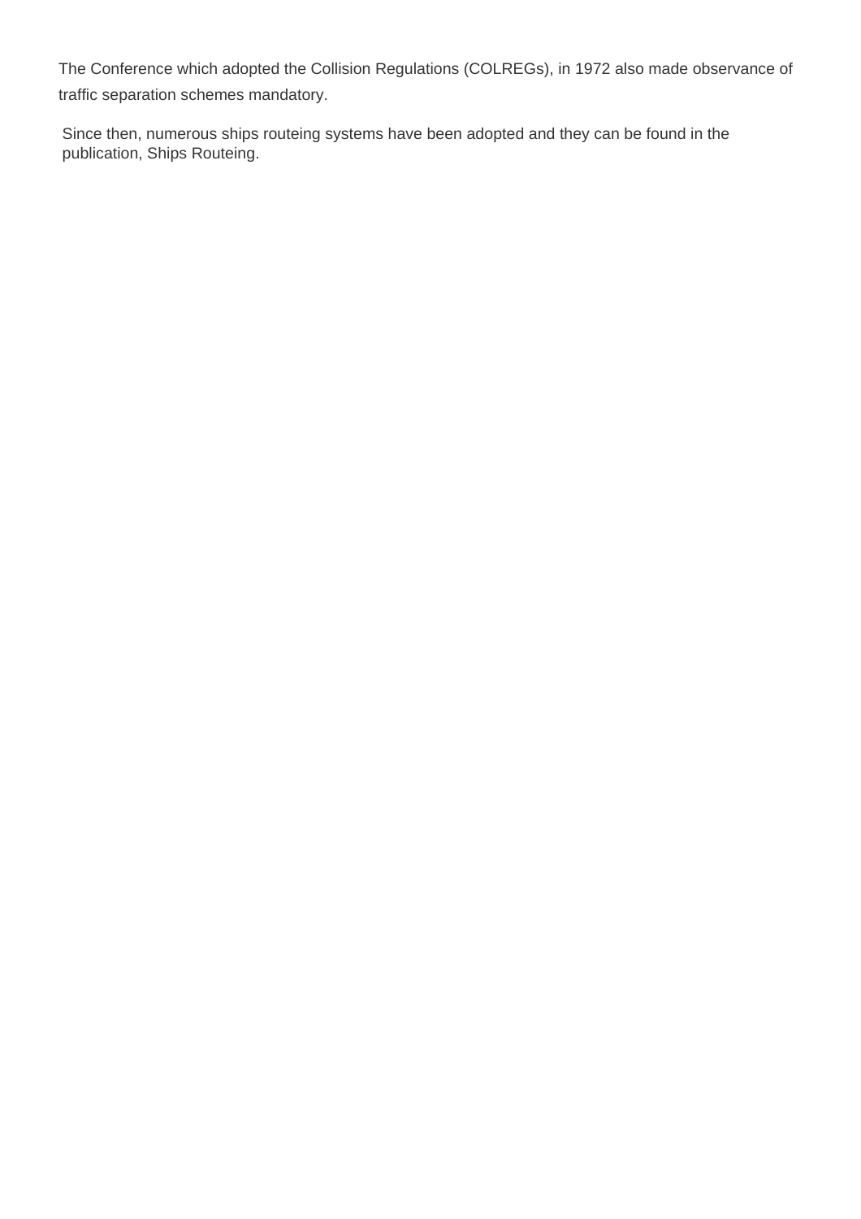The Conference which adopted the Collision Regulations (COLREGs), in 1972 also made observance of traffic separation schemes mandatory.

Since then, numerous ships routeing systems have been adopted and they can be found in the publication, Ships Routeing.